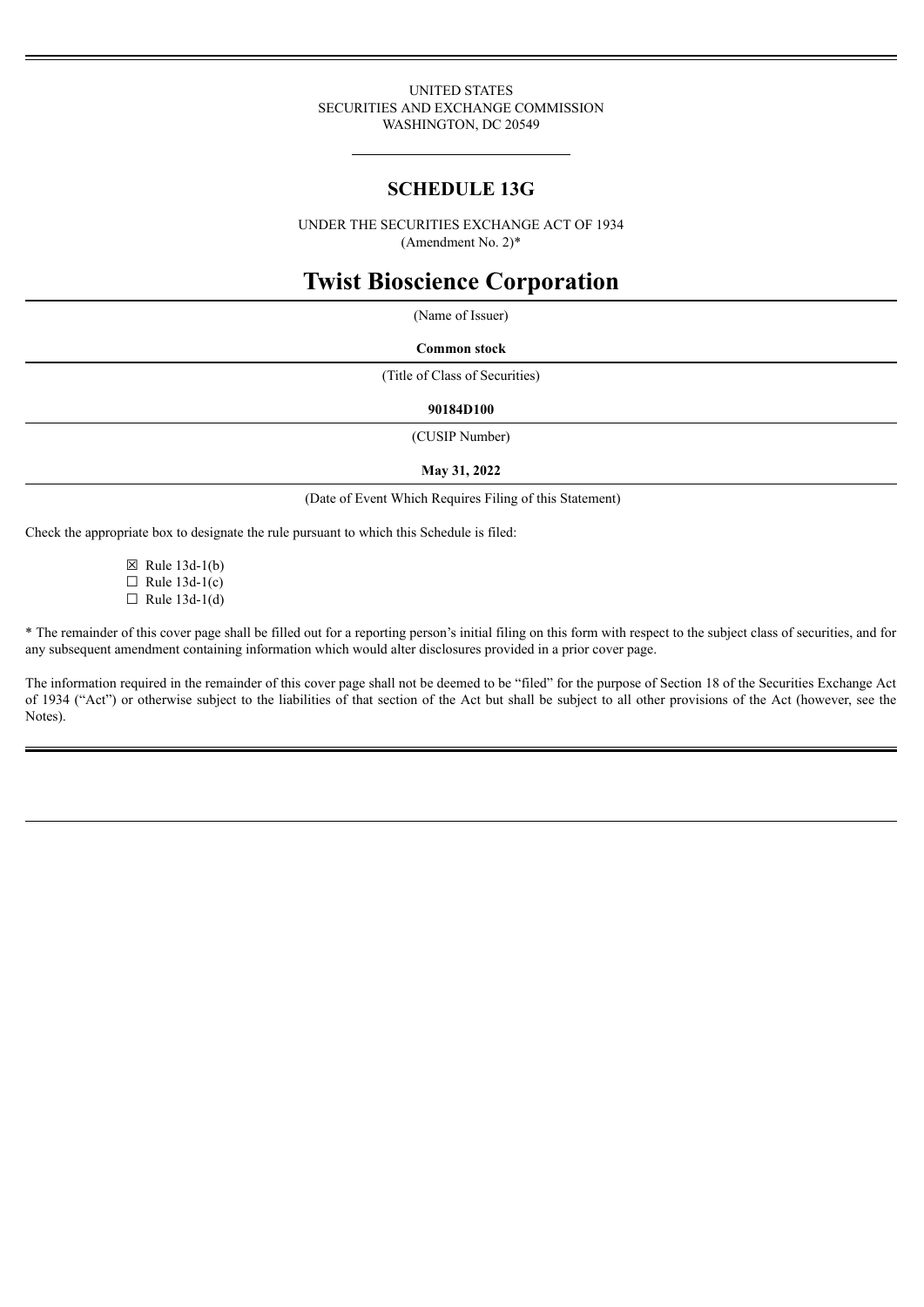UNITED STATES
SECURITIES AND EXCHANGE COMMISSION
WASHINGTON, DC 20549

# SCHEDULE 13G

UNDER THE SECURITIES EXCHANGE ACT OF 1934
(Amendment No. 2)*

# Twist Bioscience Corporation

(Name of Issuer)

**Common stock**

(Title of Class of Securities)

**90184D100**

(CUSIP Number)

**May 31, 2022**

(Date of Event Which Requires Filing of this Statement)

Check the appropriate box to designate the rule pursuant to which this Schedule is filed:

☒ Rule 13d-1(b)
☐ Rule 13d-1(c)
☐ Rule 13d-1(d)

* The remainder of this cover page shall be filled out for a reporting person's initial filing on this form with respect to the subject class of securities, and for any subsequent amendment containing information which would alter disclosures provided in a prior cover page.

The information required in the remainder of this cover page shall not be deemed to be "filed" for the purpose of Section 18 of the Securities Exchange Act of 1934 ("Act") or otherwise subject to the liabilities of that section of the Act but shall be subject to all other provisions of the Act (however, see the Notes).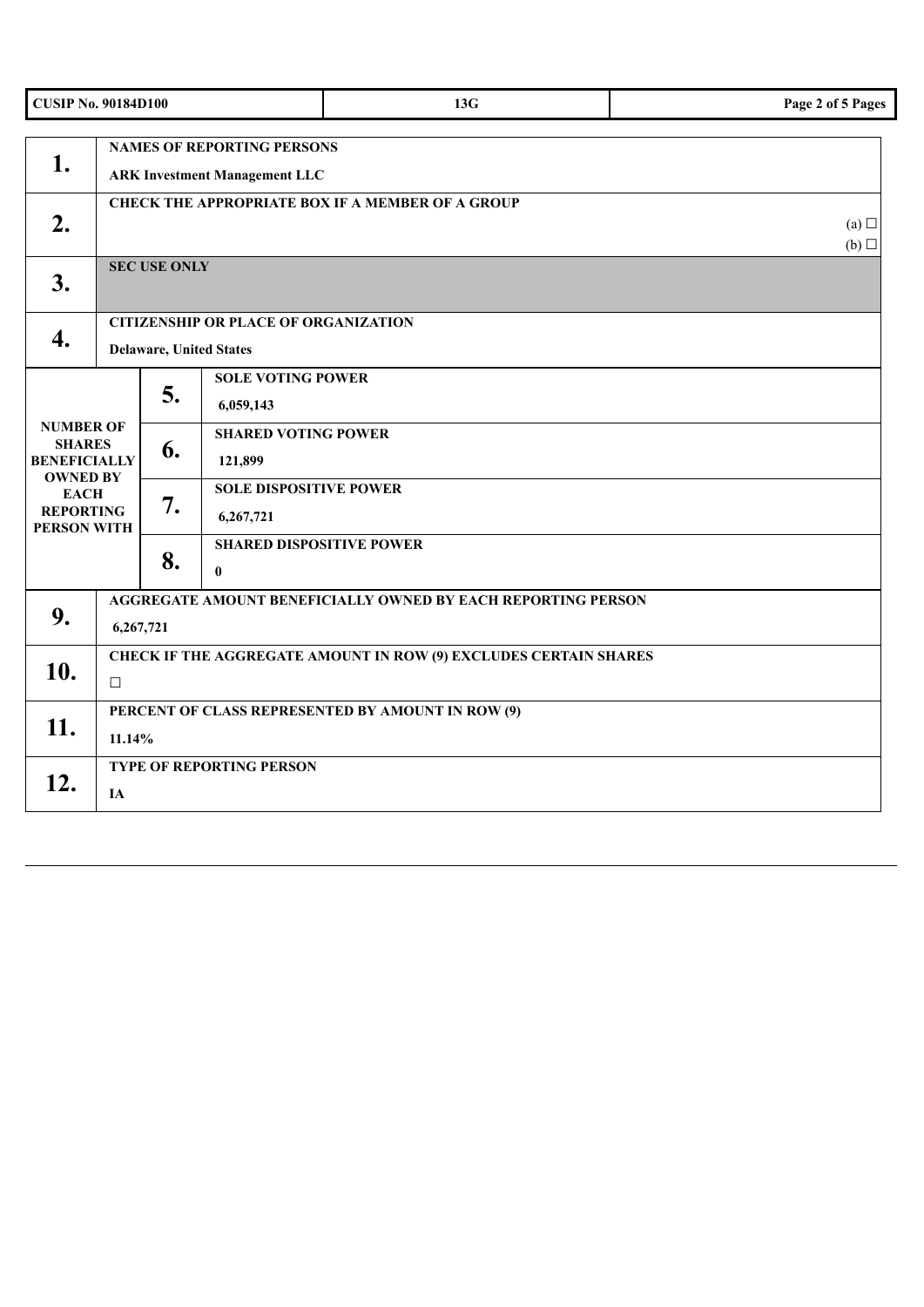| CUSIP No. 90184D100 | 13G |
|---|---|

| | | |
|---|---|---|
| **1.** | **NAMES OF REPORTING PERSONS**<br>**ARK Investment Management LLC** | |
| **2.** | **CHECK THE APPROPRIATE BOX IF A MEMBER OF A GROUP** | (a) ☐<br>(b) ☐ |
| **3.** | **SEC USE ONLY** | |
| **4.** | **CITIZENSHIP OR PLACE OF ORGANIZATION**<br>**Delaware, United States** | |

| **NUMBER OF SHARES BENEFICIALLY OWNED BY EACH REPORTING PERSON WITH** | | |
|---|---|---|
| | **5.** | **SOLE VOTING POWER**<br>**6,059,143** |
| | **6.** | **SHARED VOTING POWER**<br>**121,899** |
| | **7.** | **SOLE DISPOSITIVE POWER**<br>**6,267,721** |
| | **8.** | **SHARED DISPOSITIVE POWER**<br>**0** |

| | |
|---|---|
| **9.** | **AGGREGATE AMOUNT BENEFICIALLY OWNED BY EACH REPORTING PERSON**<br>**6,267,721** |
| **10.** | **CHECK IF THE AGGREGATE AMOUNT IN ROW (9) EXCLUDES CERTAIN SHARES**<br>☐ |
| **11.** | **PERCENT OF CLASS REPRESENTED BY AMOUNT IN ROW (9)**<br>**11.14%** |
| **12.** | **TYPE OF REPORTING PERSON**<br>**IA** |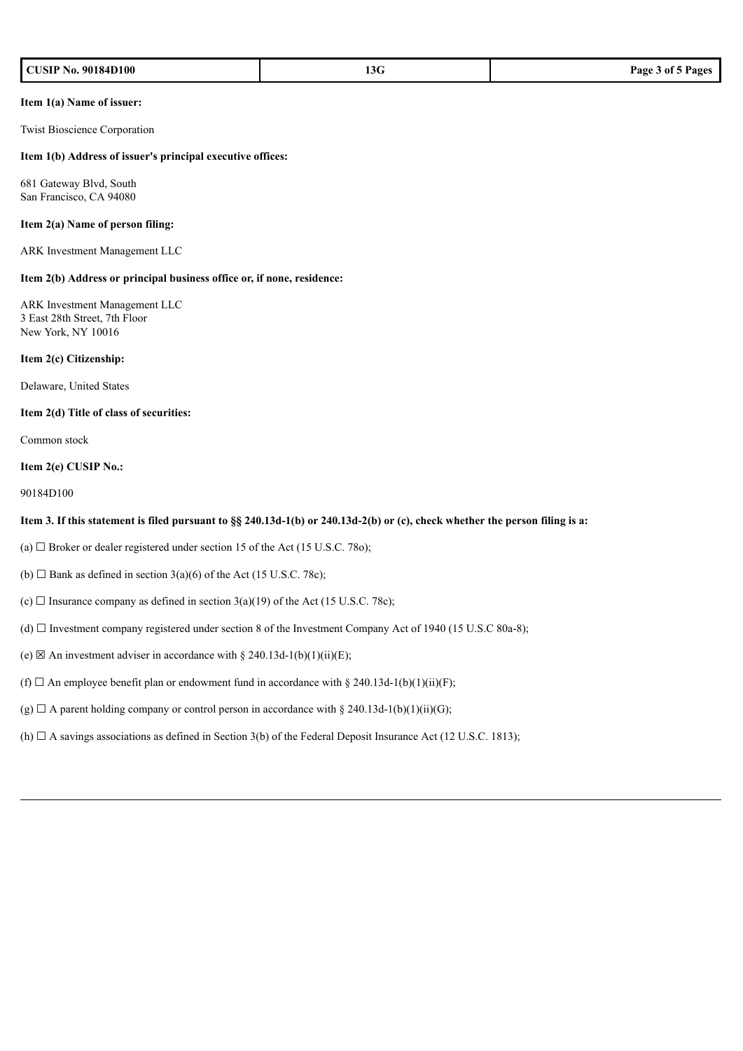**Item 1(a) Name of issuer:**

Twist Bioscience Corporation

**Item 1(b) Address of issuer's principal executive offices:**

681 Gateway Blvd, South
San Francisco, CA 94080

**Item 2(a) Name of person filing:**

ARK Investment Management LLC

**Item 2(b) Address or principal business office or, if none, residence:**

ARK Investment Management LLC
3 East 28th Street, 7th Floor
New York, NY 10016

**Item 2(c) Citizenship:**

Delaware, United States

**Item 2(d) Title of class of securities:**

Common stock

**Item 2(e) CUSIP No.:**

90184D100

**Item 3. If this statement is filed pursuant to §§ 240.13d-1(b) or 240.13d-2(b) or (c), check whether the person filing is a:**

(a) ☐ Broker or dealer registered under section 15 of the Act (15 U.S.C. 78o);

(b) ☐ Bank as defined in section 3(a)(6) of the Act (15 U.S.C. 78c);

(c) ☐ Insurance company as defined in section 3(a)(19) of the Act (15 U.S.C. 78c);

(d) ☐ Investment company registered under section 8 of the Investment Company Act of 1940 (15 U.S.C 80a-8);

(e) ☒ An investment adviser in accordance with § 240.13d-1(b)(1)(ii)(E);

(f) ☐ An employee benefit plan or endowment fund in accordance with § 240.13d-1(b)(1)(ii)(F);

(g) ☐ A parent holding company or control person in accordance with § 240.13d-1(b)(1)(ii)(G);

(h) ☐ A savings associations as defined in Section 3(b) of the Federal Deposit Insurance Act (12 U.S.C. 1813);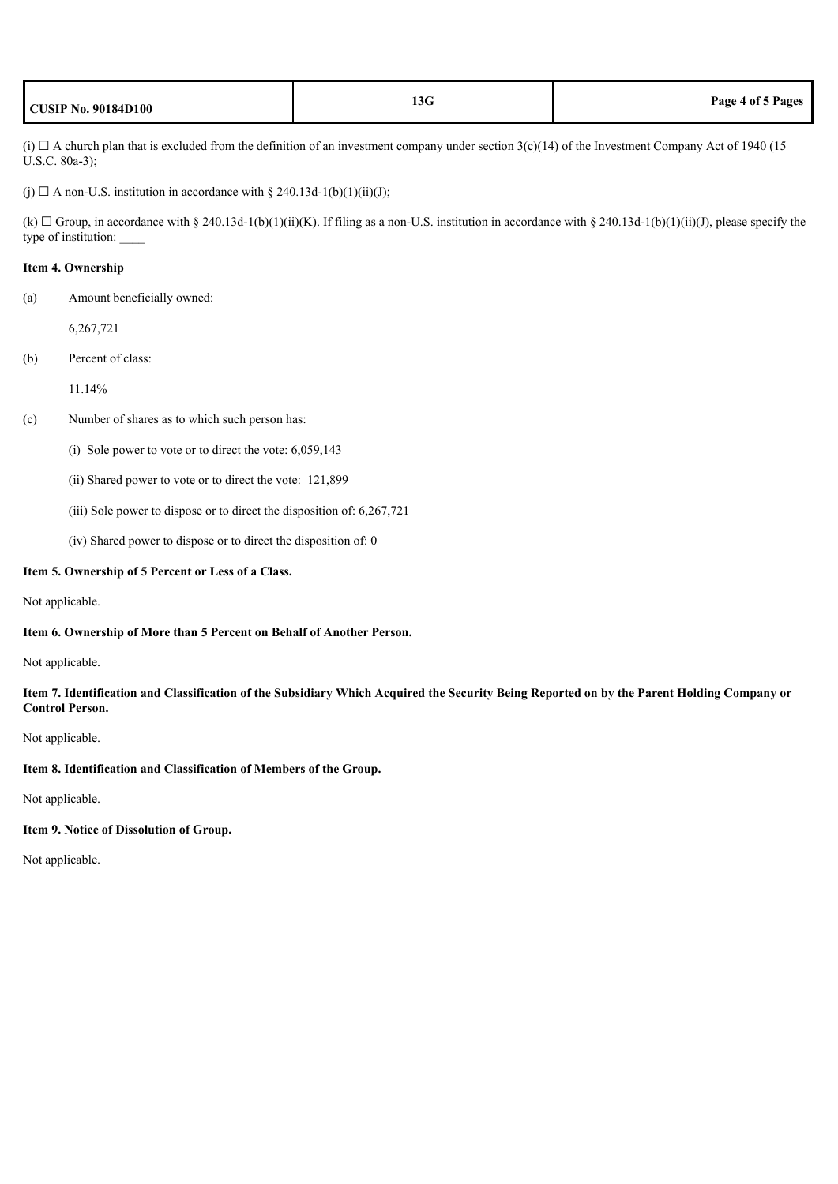(i) ☐ A church plan that is excluded from the definition of an investment company under section 3(c)(14) of the Investment Company Act of 1940 (15 U.S.C. 80a-3);

(j) ☐ A non-U.S. institution in accordance with § 240.13d-1(b)(1)(ii)(J);

(k) ☐ Group, in accordance with § 240.13d-1(b)(1)(ii)(K). If filing as a non-U.S. institution in accordance with § 240.13d-1(b)(1)(ii)(J), please specify the type of institution: ____

**Item 4. Ownership**

(a) Amount beneficially owned:

6,267,721

(b) Percent of class:

11.14%

(c) Number of shares as to which such person has:

(i) Sole power to vote or to direct the vote: 6,059,143

(ii) Shared power to vote or to direct the vote: 121,899

(iii) Sole power to dispose or to direct the disposition of: 6,267,721

(iv) Shared power to dispose or to direct the disposition of: 0

**Item 5. Ownership of 5 Percent or Less of a Class.**

Not applicable.

**Item 6. Ownership of More than 5 Percent on Behalf of Another Person.**

Not applicable.

**Item 7. Identification and Classification of the Subsidiary Which Acquired the Security Being Reported on by the Parent Holding Company or Control Person.**

Not applicable.

**Item 8. Identification and Classification of Members of the Group.**

Not applicable.

**Item 9. Notice of Dissolution of Group.**

Not applicable.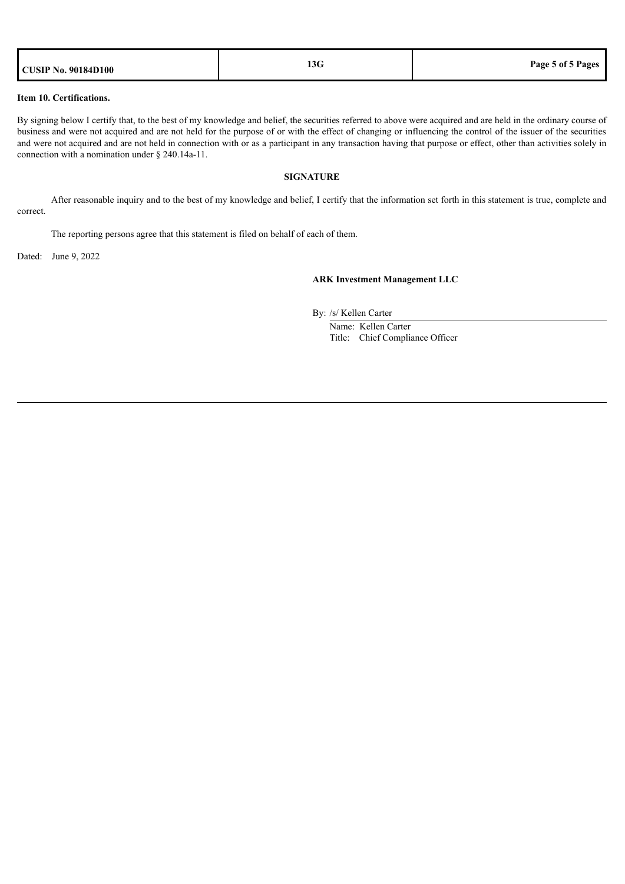**Item 10. Certifications.**

By signing below I certify that, to the best of my knowledge and belief, the securities referred to above were acquired and are held in the ordinary course of business and were not acquired and are not held for the purpose of or with the effect of changing or influencing the control of the issuer of the securities and were not acquired and are not held in connection with or as a participant in any transaction having that purpose or effect, other than activities solely in connection with a nomination under § 240.14a-11.

**SIGNATURE**

After reasonable inquiry and to the best of my knowledge and belief, I certify that the information set forth in this statement is true, complete and correct.

The reporting persons agree that this statement is filed on behalf of each of them.

Dated: June 9, 2022

**ARK Investment Management LLC**

By: /s/ Kellen Carter

Name: Kellen Carter

Title: Chief Compliance Officer